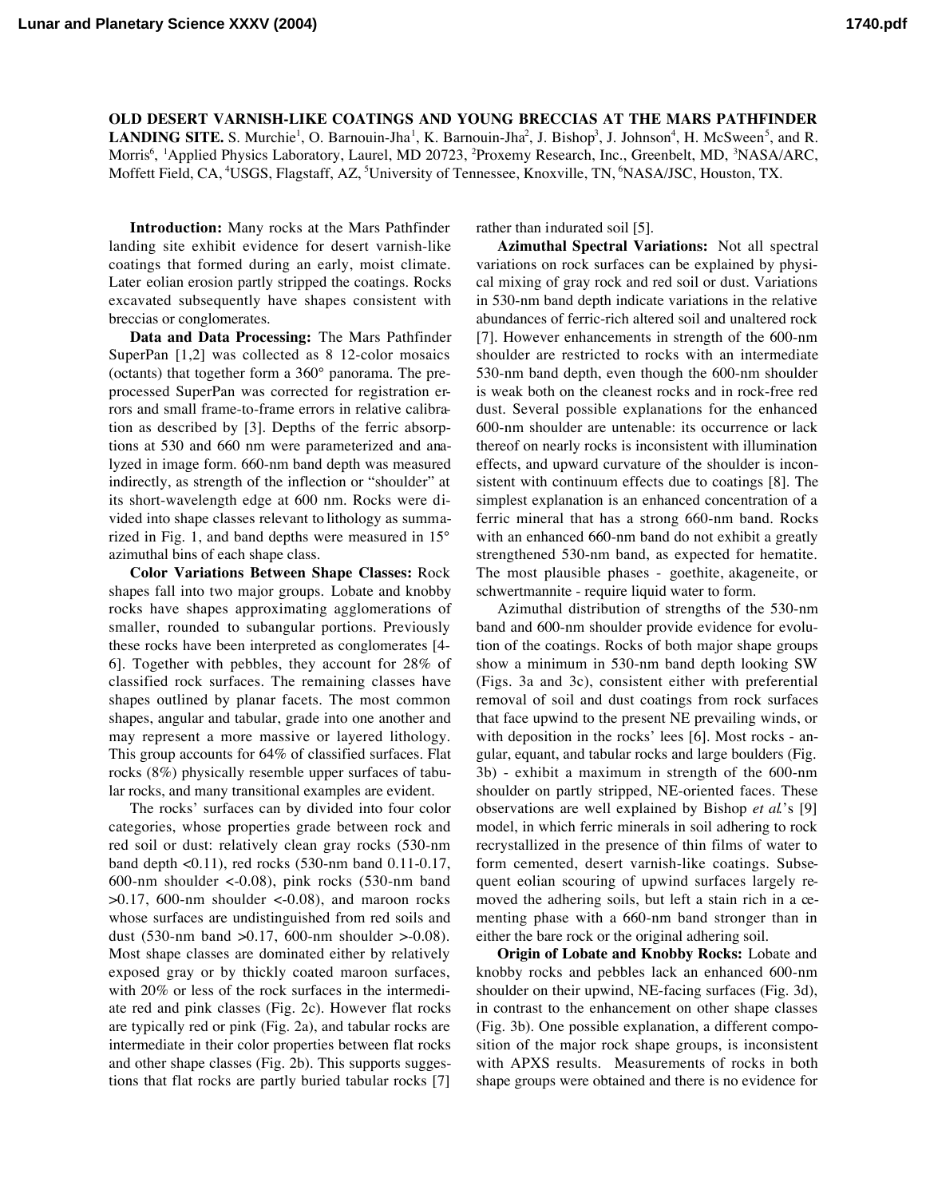# OLD DESERT VARNISH-LIKE COATINGS AND YOUNG BRECCIAS AT THE MARS PATHFINDER LANDING SITE.

S. Murchie[1], O. Barnouin-Jha[1], K. Barnouin-Jha[2], J. Bishop[3], J. Johnson[4], H. McSween[5], and R. Morris[6], [1]Applied Physics Laboratory, Laurel, MD 20723, [2]Proxemy Research, Inc., Greenbelt, MD, [3]NASA/ARC, Moffett Field, CA, [4]USGS, Flagstaff, AZ, [5]University of Tennessee, Knoxville, TN, [6]NASA/JSC, Houston, TX.

**Introduction:** Many rocks at the Mars Pathfinder landing site exhibit evidence for desert varnish-like coatings that formed during an early, moist climate. Later eolian erosion partly stripped the coatings. Rocks excavated subsequently have shapes consistent with breccias or conglomerates.

**Data and Data Processing:** The Mars Pathfinder SuperPan [1,2] was collected as 8 12-color mosaics (octants) that together form a 360° panorama. The preprocessed SuperPan was corrected for registration errors and small frame-to-frame errors in relative calibration as described by [3]. Depths of the ferric absorptions at 530 and 660 nm were parameterized and analyzed in image form. 660-nm band depth was measured indirectly, as strength of the inflection or "shoulder" at its short-wavelength edge at 600 nm. Rocks were divided into shape classes relevant to lithology as summarized in Fig. 1, and band depths were measured in 15° azimuthal bins of each shape class.

**Color Variations Between Shape Classes:** Rock shapes fall into two major groups. Lobate and knobby rocks have shapes approximating agglomerations of smaller, rounded to subangular portions. Previously these rocks have been interpreted as conglomerates [4-6]. Together with pebbles, they account for 28% of classified rock surfaces. The remaining classes have shapes outlined by planar facets. The most common shapes, angular and tabular, grade into one another and may represent a more massive or layered lithology. This group accounts for 64% of classified surfaces. Flat rocks (8%) physically resemble upper surfaces of tabular rocks, and many transitional examples are evident.

The rocks' surfaces can by divided into four color categories, whose properties grade between rock and red soil or dust: relatively clean gray rocks (530-nm band depth <0.11), red rocks (530-nm band 0.11-0.17, 600-nm shoulder <-0.08), pink rocks (530-nm band >0.17, 600-nm shoulder <-0.08), and maroon rocks whose surfaces are undistinguished from red soils and dust (530-nm band >0.17, 600-nm shoulder >-0.08). Most shape classes are dominated either by relatively exposed gray or by thickly coated maroon surfaces, with 20% or less of the rock surfaces in the intermediate red and pink classes (Fig. 2c). However flat rocks are typically red or pink (Fig. 2a), and tabular rocks are intermediate in their color properties between flat rocks and other shape classes (Fig. 2b). This supports suggestions that flat rocks are partly buried tabular rocks [7] rather than indurated soil [5].

**Azimuthal Spectral Variations:** Not all spectral variations on rock surfaces can be explained by physical mixing of gray rock and red soil or dust. Variations in 530-nm band depth indicate variations in the relative abundances of ferric-rich altered soil and unaltered rock [7]. However enhancements in strength of the 600-nm shoulder are restricted to rocks with an intermediate 530-nm band depth, even though the 600-nm shoulder is weak both on the cleanest rocks and in rock-free red dust. Several possible explanations for the enhanced 600-nm shoulder are untenable: its occurrence or lack thereof on nearly rocks is inconsistent with illumination effects, and upward curvature of the shoulder is inconsistent with continuum effects due to coatings [8]. The simplest explanation is an enhanced concentration of a ferric mineral that has a strong 660-nm band. Rocks with an enhanced 660-nm band do not exhibit a greatly strengthened 530-nm band, as expected for hematite. The most plausible phases - goethite, akageneite, or schwertmannite - require liquid water to form.

Azimuthal distribution of strengths of the 530-nm band and 600-nm shoulder provide evidence for evolution of the coatings. Rocks of both major shape groups show a minimum in 530-nm band depth looking SW (Figs. 3a and 3c), consistent either with preferential removal of soil and dust coatings from rock surfaces that face upwind to the present NE prevailing winds, or with deposition in the rocks' lees [6]. Most rocks - angular, equant, and tabular rocks and large boulders (Fig. 3b) - exhibit a maximum in strength of the 600-nm shoulder on partly stripped, NE-oriented faces. These observations are well explained by Bishop *et al.*'s [9] model, in which ferric minerals in soil adhering to rock recrystallized in the presence of thin films of water to form cemented, desert varnish-like coatings. Subsequent eolian scouring of upwind surfaces largely removed the adhering soils, but left a stain rich in a cementing phase with a 660-nm band stronger than in either the bare rock or the original adhering soil.

**Origin of Lobate and Knobby Rocks:** Lobate and knobby rocks and pebbles lack an enhanced 600-nm shoulder on their upwind, NE-facing surfaces (Fig. 3d), in contrast to the enhancement on other shape classes (Fig. 3b). One possible explanation, a different composition of the major rock shape groups, is inconsistent with APXS results. Measurements of rocks in both shape groups were obtained and there is no evidence for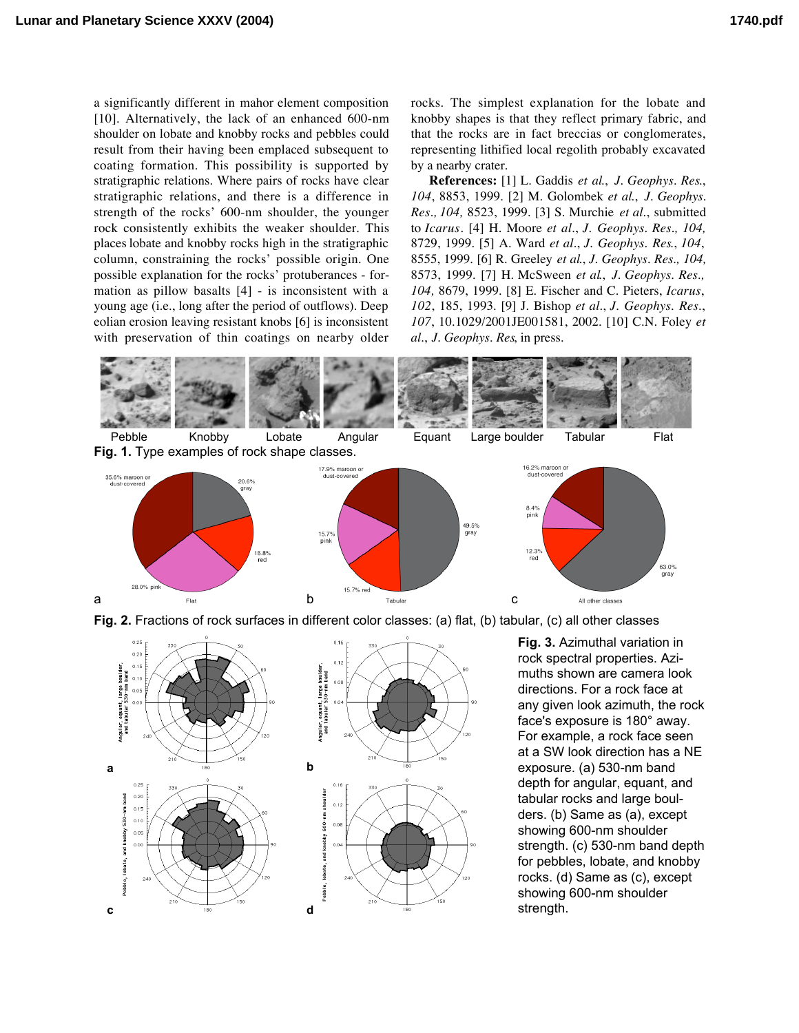a significantly different in mahor element composition [10]. Alternatively, the lack of an enhanced 600-nm shoulder on lobate and knobby rocks and pebbles could result from their having been emplaced subsequent to coating formation. This possibility is supported by stratigraphic relations. Where pairs of rocks have clear stratigraphic relations, and there is a difference in strength of the rocks' 600-nm shoulder, the younger rock consistently exhibits the weaker shoulder. This places lobate and knobby rocks high in the stratigraphic column, constraining the rocks' possible origin. One possible explanation for the rocks' protuberances - formation as pillow basalts [4] - is inconsistent with a young age (i.e., long after the period of outflows). Deep eolian erosion leaving resistant knobs [6] is inconsistent with preservation of thin coatings on nearby older rocks. The simplest explanation for the lobate and knobby shapes is that they reflect primary fabric, and that the rocks are in fact breccias or conglomerates, representing lithified local regolith probably excavated by a nearby crater.

**References:** [1] L. Gaddis *et al.*, *J. Geophys. Res.*, *104*, 8853, 1999. [2] M. Golombek *et al.*, *J. Geophys. Res., 104,* 8523, 1999. [3] S. Murchie *et al.*, submitted to *Icarus*. [4] H. Moore *et al.*, *J. Geophys. Res., 104,* 8729, 1999. [5] A. Ward *et al.*, *J. Geophys. Res.*, *104*, 8555, 1999. [6] R. Greeley *et al.*, *J. Geophys. Res., 104,* 8573, 1999. [7] H. McSween *et al.*, *J. Geophys. Res., 104,* 8679, 1999. [8] E. Fischer and C. Pieters, *Icarus*, *102*, 185, 1993. [9] J. Bishop *et al.*, *J. Geophys. Res.*, *107*, 10.1029/2001JE001581, 2002. [10] C.N. Foley *et al.*, *J. Geophys. Res*, in press.

Pebble
Knobby
Lobate
Angular
Equant
Large boulder
Tabular
Flat

**Fig. 1.** Type examples of rock shape classes.

a
35.6% maroon or dust-covered
20.6% gray
15.8% red
28.0% pink
Flat

b
17.9% maroon or dust-covered
49.5% gray
15.7% pink
15.7% red
Tabular

c
16.2% maroon or dust-covered
8.4% pink
12.3% red
63.0% gray
All other classes

**Fig. 2.** Fractions of rock surfaces in different color classes: (a) flat, (b) tabular, (c) all other classes

a
Angular, equant, large boulder, and tabular 530-nm band

b
Angular, equant, large boulder, and tabular 530-nm band

c
Pebble, lobate, and knobby 530-nm band

d
Pebble, lobate, and knobby 600-nm shoulder

**Fig. 3.** Azimuthal variation in rock spectral properties. Azimuths shown are camera look directions. For a rock face at any given look azimuth, the rock face's exposure is 180° away. For example, a rock face seen at a SW look direction has a NE exposure. (a) 530-nm band depth for angular, equant, and tabular rocks and large boulders. (b) Same as (a), except showing 600-nm shoulder strength. (c) 530-nm band depth for pebbles, lobate, and knobby rocks. (d) Same as (c), except showing 600-nm shoulder strength.